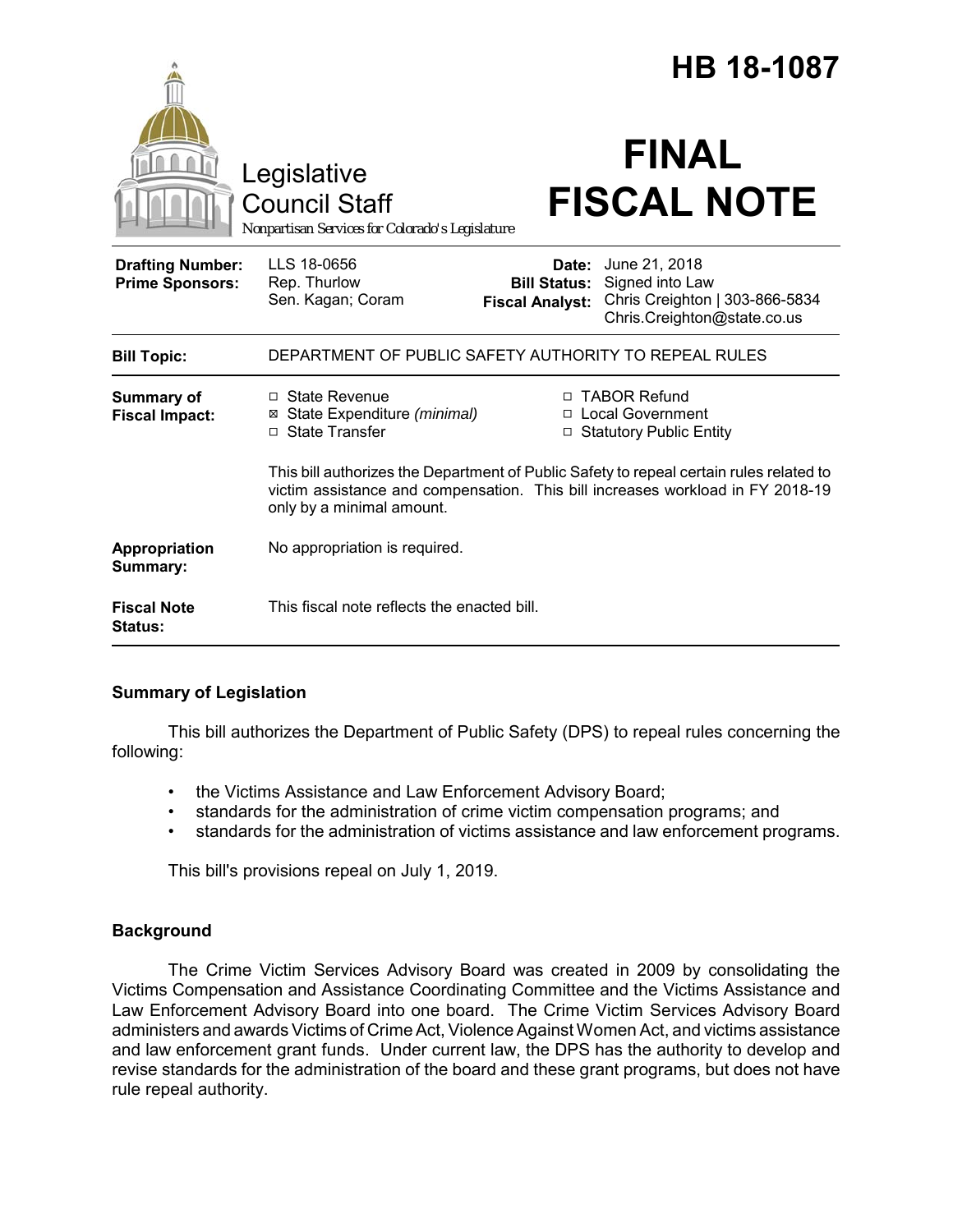# HB 18-1087

Legislative Council Staff
*Nonpartisan Services for Colorado's Legislature*

# FINAL FISCAL NOTE

| | | | |
|---|---|---|---|
| **Drafting Number:** | LLS 18-0656 | **Date:** | June 21, 2018 |
| **Prime Sponsors:** | Rep. Thurlow<br>Sen. Kagan; Coram | **Bill Status:** | Signed into Law |
| | | **Fiscal Analyst:** | Chris Creighton \| 303-866-5834<br>Chris.Creighton@state.co.us |

| | |
|---|---|
| **Bill Topic:** | DEPARTMENT OF PUBLIC SAFETY AUTHORITY TO REPEAL RULES |
| **Summary of Fiscal Impact:** | ☐ State Revenue<br>☒ State Expenditure *(minimal)*<br>☐ State Transfer<br>☐ TABOR Refund<br>☐ Local Government<br>☐ Statutory Public Entity<br><br>This bill authorizes the Department of Public Safety to repeal certain rules related to victim assistance and compensation. This bill increases workload in FY 2018-19 only by a minimal amount. |
| **Appropriation Summary:** | No appropriation is required. |
| **Fiscal Note Status:** | This fiscal note reflects the enacted bill. |

## Summary of Legislation

This bill authorizes the Department of Public Safety (DPS) to repeal rules concerning the following:

- the Victims Assistance and Law Enforcement Advisory Board;
- standards for the administration of crime victim compensation programs; and
- standards for the administration of victims assistance and law enforcement programs.

This bill's provisions repeal on July 1, 2019.

## Background

The Crime Victim Services Advisory Board was created in 2009 by consolidating the Victims Compensation and Assistance Coordinating Committee and the Victims Assistance and Law Enforcement Advisory Board into one board. The Crime Victim Services Advisory Board administers and awards Victims of Crime Act, Violence Against Women Act, and victims assistance and law enforcement grant funds. Under current law, the DPS has the authority to develop and revise standards for the administration of the board and these grant programs, but does not have rule repeal authority.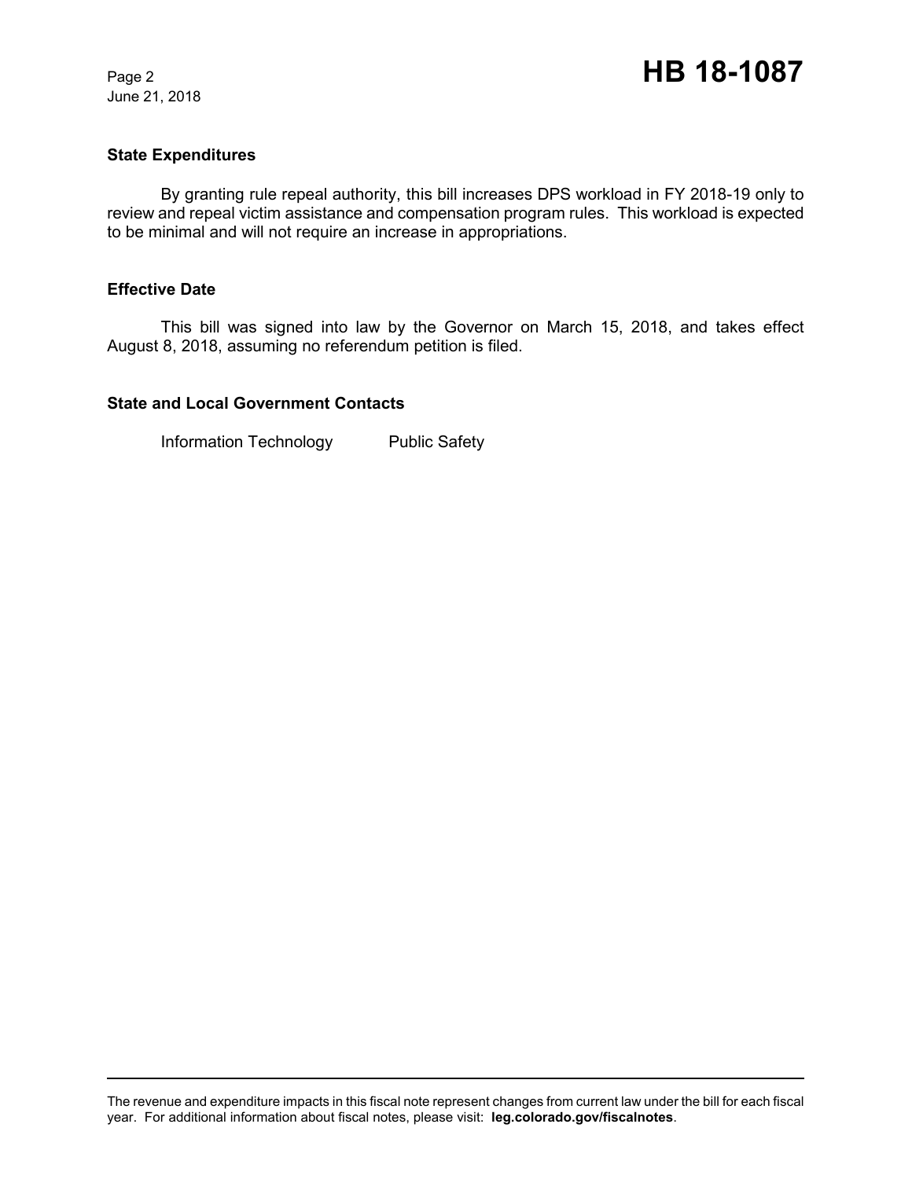## State Expenditures

By granting rule repeal authority, this bill increases DPS workload in FY 2018-19 only to review and repeal victim assistance and compensation program rules. This workload is expected to be minimal and will not require an increase in appropriations.

## Effective Date

This bill was signed into law by the Governor on March 15, 2018, and takes effect August 8, 2018, assuming no referendum petition is filed.

## State and Local Government Contacts

| | |
|---|---|
| Information Technology | Public Safety |

The revenue and expenditure impacts in this fiscal note represent changes from current law under the bill for each fiscal year. For additional information about fiscal notes, please visit: **leg.colorado.gov/fiscalnotes**.